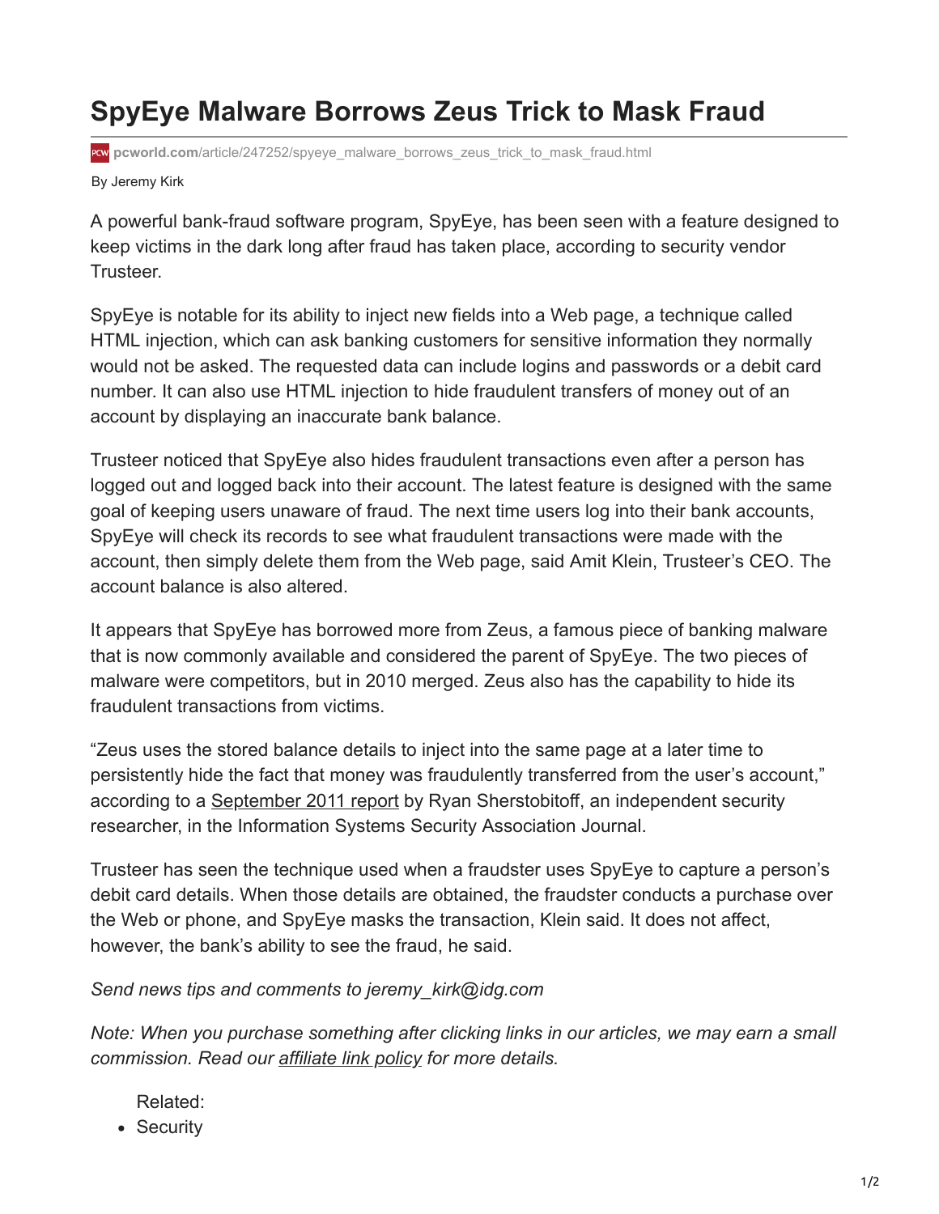# SpyEye Malware Borrows Zeus Trick to Mask Fraud

pcworld.com/article/247252/spyeye_malware_borrows_zeus_trick_to_mask_fraud.html

By Jeremy Kirk

A powerful bank-fraud software program, SpyEye, has been seen with a feature designed to keep victims in the dark long after fraud has taken place, according to security vendor Trusteer.

SpyEye is notable for its ability to inject new fields into a Web page, a technique called HTML injection, which can ask banking customers for sensitive information they normally would not be asked. The requested data can include logins and passwords or a debit card number. It can also use HTML injection to hide fraudulent transfers of money out of an account by displaying an inaccurate bank balance.

Trusteer noticed that SpyEye also hides fraudulent transactions even after a person has logged out and logged back into their account. The latest feature is designed with the same goal of keeping users unaware of fraud. The next time users log into their bank accounts, SpyEye will check its records to see what fraudulent transactions were made with the account, then simply delete them from the Web page, said Amit Klein, Trusteer's CEO. The account balance is also altered.

It appears that SpyEye has borrowed more from Zeus, a famous piece of banking malware that is now commonly available and considered the parent of SpyEye. The two pieces of malware were competitors, but in 2010 merged. Zeus also has the capability to hide its fraudulent transactions from victims.

"Zeus uses the stored balance details to inject into the same page at a later time to persistently hide the fact that money was fraudulently transferred from the user's account," according to a September 2011 report by Ryan Sherstobitoff, an independent security researcher, in the Information Systems Security Association Journal.

Trusteer has seen the technique used when a fraudster uses SpyEye to capture a person's debit card details. When those details are obtained, the fraudster conducts a purchase over the Web or phone, and SpyEye masks the transaction, Klein said. It does not affect, however, the bank's ability to see the fraud, he said.

*Send news tips and comments to jeremy_kirk@idg.com*

*Note: When you purchase something after clicking links in our articles, we may earn a small commission. Read our affiliate link policy for more details.*

Related:

- Security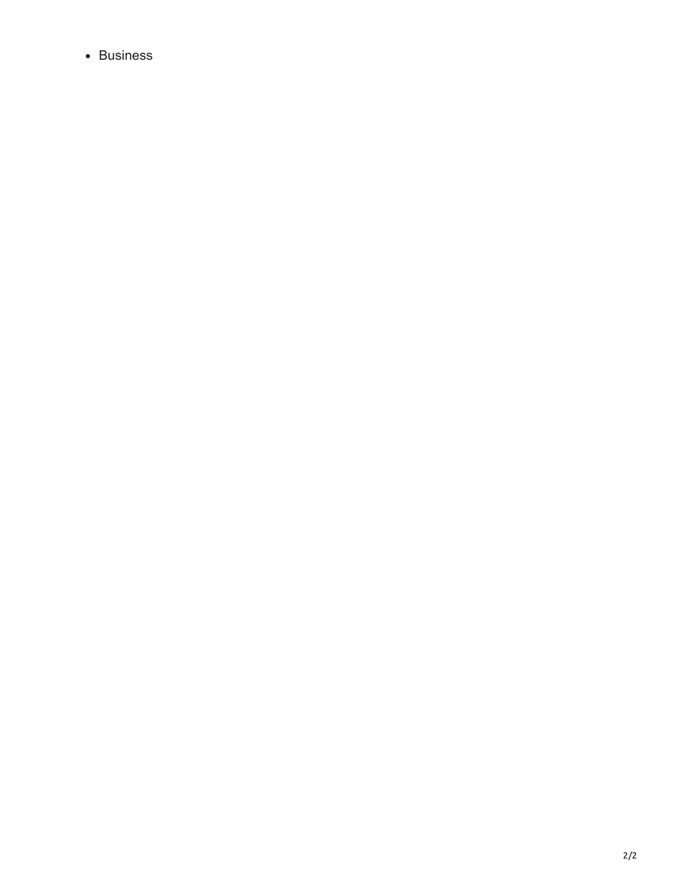- Business